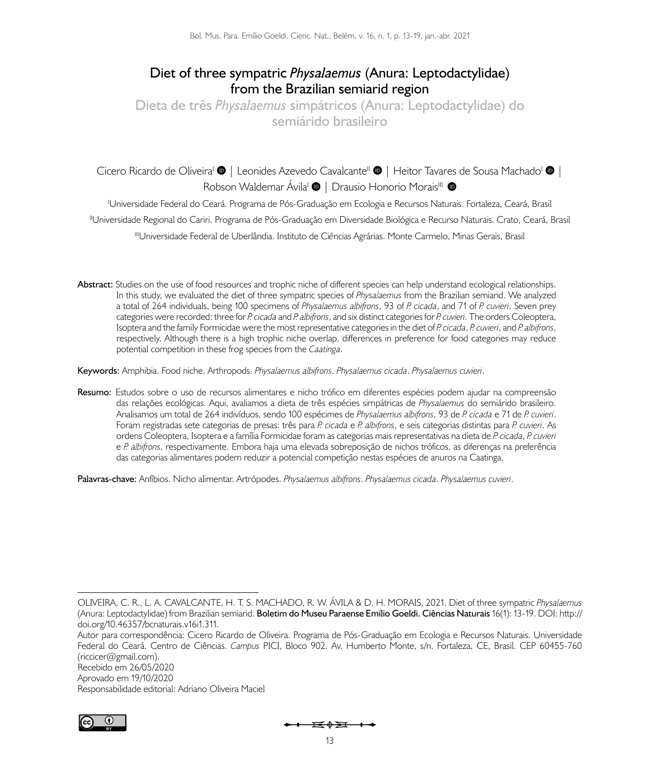# Diet of three sympatric *Physalaemus* (Anura: Leptodactylidae) from the Brazilian semiarid region

## Dieta de três *Physalaemus* simpátricos (Anura: Leptodactylidae) do semiárido brasileiro

Cicero Ricardo de Oliveira[I] | Leonides Azevedo Cavalcante[II] | Heitor Tavares de Sousa Machado[I] | Robson Waldemar Ávila[I] | Drausio Honorio Morais[III]

[I]Universidade Federal do Ceará. Programa de Pós-Graduação em Ecologia e Recursos Naturais. Fortaleza, Ceará, Brasil

[II]Universidade Regional do Cariri. Programa de Pós-Graduação em Diversidade Biológica e Recurso Naturais. Crato, Ceará, Brasil

[III]Universidade Federal de Uberlândia. Instituto de Ciências Agrárias. Monte Carmelo, Minas Gerais, Brasil

**Abstract:** Studies on the use of food resources and trophic niche of different species can help understand ecological relationships. In this study, we evaluated the diet of three sympatric species of *Physalaemus* from the Brazilian semiarid. We analyzed a total of 264 individuals, being 100 specimens of *Physalaemus albifrons*, 93 of *P. cicada*, and 71 of *P. cuvieri*. Seven prey categories were recorded: three for *P. cicada* and *P. albifrons*, and six distinct categories for *P. cuvieri*. The orders Coleoptera, Isoptera and the family Formicidae were the most representative categories in the diet of *P. cicada*, *P. cuvieri*, and *P. albifrons*, respectively. Although there is a high trophic niche overlap, differences in preference for food categories may reduce potential competition in these frog species from the *Caatinga*.

**Keywords:** Amphibia. Food niche. Arthropods. *Physalaemus albifrons*. *Physalaemus cicada*. *Physalaemus cuvieri*.

**Resumo:** Estudos sobre o uso de recursos alimentares e nicho trófico em diferentes espécies podem ajudar na compreensão das relações ecológicas. Aqui, avaliamos a dieta de três espécies simpátricas de *Physalaemus* do semiárido brasileiro. Analisamos um total de 264 indivíduos, sendo 100 espécimes de *Physalaemus albifrons*, 93 de *P. cicada* e 71 de *P. cuvieri*. Foram registradas sete categorias de presas: três para *P. cicada* e *P. albifrons*, e seis categorias distintas para *P. cuvieri*. As ordens Coleoptera, Isoptera e a família Formicidae foram as categorias mais representativas na dieta de *P. cicada*, *P. cuvieri* e *P. albifrons*, respectivamente. Embora haja uma elevada sobreposição de nichos tróficos, as diferenças na preferência das categorias alimentares podem reduzir a potencial competição nestas espécies de anuros na Caatinga.

**Palavras-chave:** Anfíbios. Nicho alimentar. Artrópodes. *Physalaemus albifrons*. *Physalaemus cicada*. *Physalaemus cuvieri*.

---

OLIVEIRA, C. R., L. A. CAVALCANTE, H. T. S. MACHADO, R. W. ÁVILA & D. H. MORAIS, 2021. Diet of three sympatric *Physalaemus* (Anura: Leptodactylidae) from Brazilian semiarid. **Boletim do Museu Paraense Emílio Goeldi. Ciências Naturais** 16(1): 13-19. DOI: http://doi.org/10.46357/bcnaturais.v16i1.311.

Autor para correspondência: Cicero Ricardo de Oliveira. Programa de Pós-Graduação em Ecologia e Recursos Naturais. Universidade Federal do Ceará. Centro de Ciências. *Campus* PICI, Bloco 902. Av. Humberto Monte, s/n. Fortaleza, CE, Brasil. CEP 60455-760 (riccicer@gmail.com).

Recebido em 26/05/2020

Aprovado em 19/10/2020

Responsabilidade editorial: Adriano Oliveira Maciel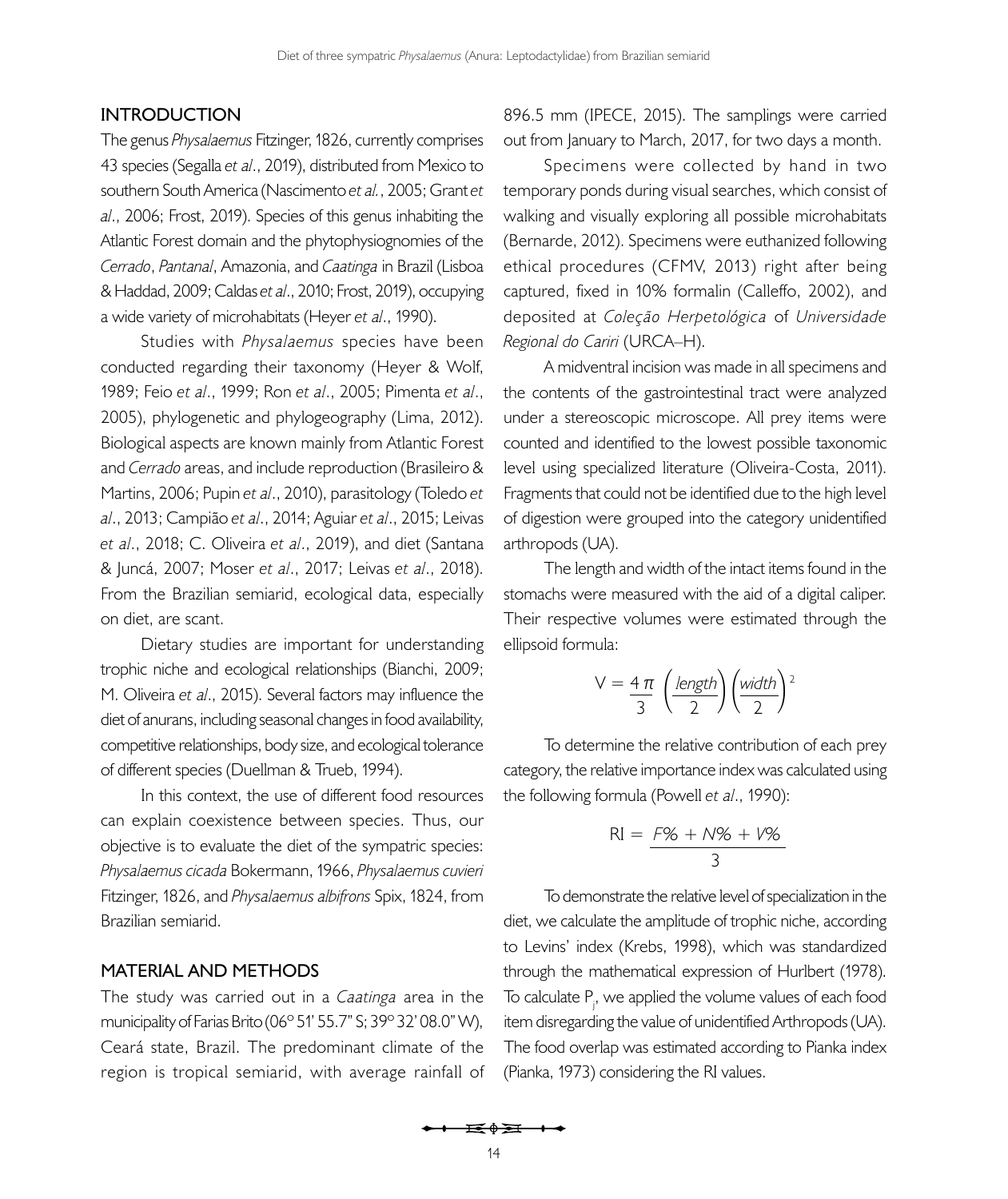## INTRODUCTION

The genus *Physalaemus* Fitzinger, 1826, currently comprises 43 species (Segalla *et al*., 2019), distributed from Mexico to southern South America (Nascimento *et al.*, 2005; Grant *et al*., 2006; Frost, 2019). Species of this genus inhabiting the Atlantic Forest domain and the phytophysiognomies of the *Cerrado*, *Pantanal*, Amazonia, and *Caatinga* in Brazil (Lisboa & Haddad, 2009; Caldas *et al*., 2010; Frost, 2019), occupying a wide variety of microhabitats (Heyer *et al*., 1990).

Studies with *Physalaemus* species have been conducted regarding their taxonomy (Heyer & Wolf, 1989; Feio *et al*., 1999; Ron *et al*., 2005; Pimenta *et al*., 2005), phylogenetic and phylogeography (Lima, 2012). Biological aspects are known mainly from Atlantic Forest and *Cerrado* areas, and include reproduction (Brasileiro & Martins, 2006; Pupin *et al*., 2010), parasitology (Toledo *et al*., 2013; Campião *et al*., 2014; Aguiar *et al*., 2015; Leivas *et al*., 2018; C. Oliveira *et al*., 2019), and diet (Santana & Juncá, 2007; Moser *et al*., 2017; Leivas *et al*., 2018). From the Brazilian semiarid, ecological data, especially on diet, are scant.

Dietary studies are important for understanding trophic niche and ecological relationships (Bianchi, 2009; M. Oliveira *et al*., 2015). Several factors may influence the diet of anurans, including seasonal changes in food availability, competitive relationships, body size, and ecological tolerance of different species (Duellman & Trueb, 1994).

In this context, the use of different food resources can explain coexistence between species. Thus, our objective is to evaluate the diet of the sympatric species: *Physalaemus cicada* Bokermann, 1966, *Physalaemus cuvieri* Fitzinger, 1826, and *Physalaemus albifrons* Spix, 1824, from Brazilian semiarid.

## MATERIAL AND METHODS

The study was carried out in a *Caatinga* area in the municipality of Farias Brito (06º 51' 55.7" S; 39º 32' 08.0" W), Ceará state, Brazil. The predominant climate of the region is tropical semiarid, with average rainfall of 896.5 mm (IPECE, 2015). The samplings were carried out from January to March, 2017, for two days a month.

Specimens were collected by hand in two temporary ponds during visual searches, which consist of walking and visually exploring all possible microhabitats (Bernarde, 2012). Specimens were euthanized following ethical procedures (CFMV, 2013) right after being captured, fixed in 10% formalin (Calleffo, 2002), and deposited at *Coleção Herpetológica* of *Universidade Regional do Cariri* (URCA–H).

A midventral incision was made in all specimens and the contents of the gastrointestinal tract were analyzed under a stereoscopic microscope. All prey items were counted and identified to the lowest possible taxonomic level using specialized literature (Oliveira-Costa, 2011). Fragments that could not be identified due to the high level of digestion were grouped into the category unidentified arthropods (UA).

The length and width of the intact items found in the stomachs were measured with the aid of a digital caliper. Their respective volumes were estimated through the ellipsoid formula:

$$V = \frac{4\pi}{3}\left(\frac{length}{2}\right)\left(\frac{width}{2}\right)^2$$

To determine the relative contribution of each prey category, the relative importance index was calculated using the following formula (Powell *et al*., 1990):

$$RI = \frac{F\% + N\% + V\%}{3}$$

To demonstrate the relative level of specialization in the diet, we calculate the amplitude of trophic niche, according to Levins' index (Krebs, 1998), which was standardized through the mathematical expression of Hurlbert (1978). To calculate $P_j$, we applied the volume values of each food item disregarding the value of unidentified Arthropods (UA). The food overlap was estimated according to Pianka index (Pianka, 1973) considering the RI values.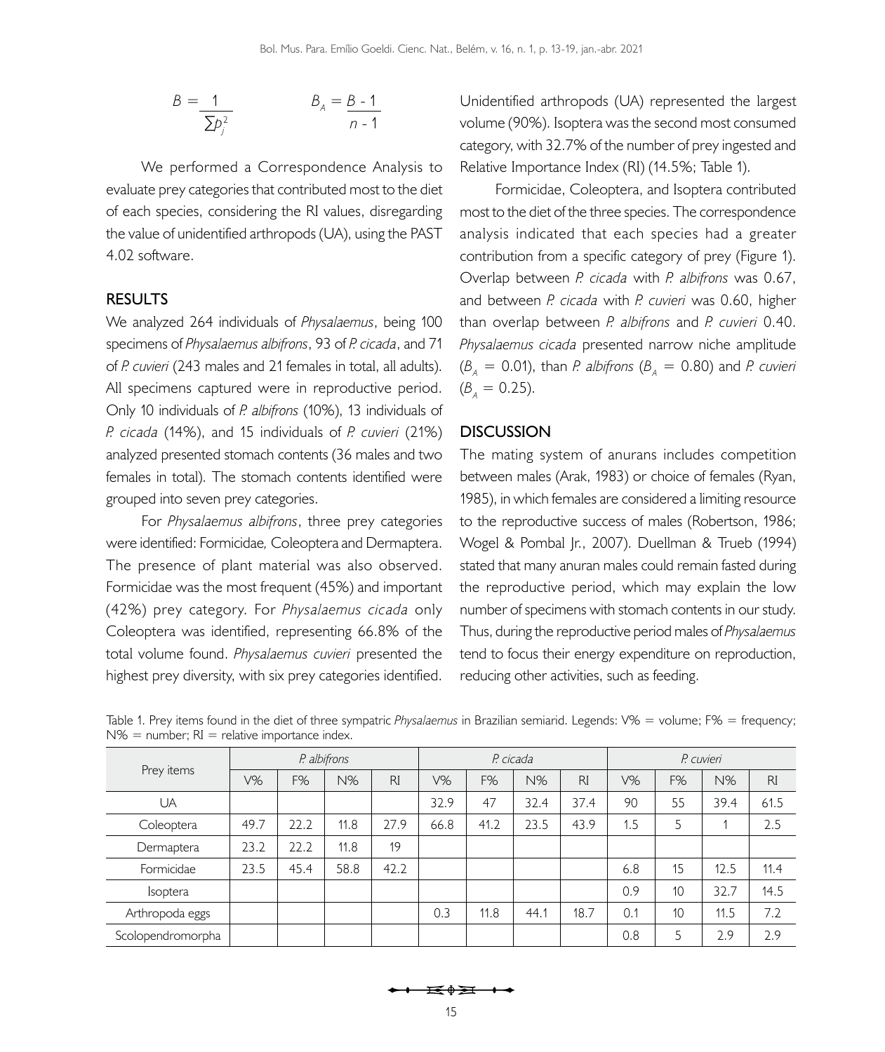$$B = \frac{1}{\sum p_j^2} \qquad B_A = \frac{B - 1}{n - 1}$$

We performed a Correspondence Analysis to evaluate prey categories that contributed most to the diet of each species, considering the RI values, disregarding the value of unidentified arthropods (UA), using the PAST 4.02 software.

## RESULTS

We analyzed 264 individuals of *Physalaemus*, being 100 specimens of *Physalaemus albifrons*, 93 of *P. cicada*, and 71 of *P. cuvieri* (243 males and 21 females in total, all adults). All specimens captured were in reproductive period. Only 10 individuals of *P. albifrons* (10%), 13 individuals of *P. cicada* (14%), and 15 individuals of *P. cuvieri* (21%) analyzed presented stomach contents (36 males and two females in total). The stomach contents identified were grouped into seven prey categories.

For *Physalaemus albifrons*, three prey categories were identified: Formicidae, Coleoptera and Dermaptera. The presence of plant material was also observed. Formicidae was the most frequent (45%) and important (42%) prey category. For *Physalaemus cicada* only Coleoptera was identified, representing 66.8% of the total volume found. *Physalaemus cuvieri* presented the highest prey diversity, with six prey categories identified. Unidentified arthropods (UA) represented the largest volume (90%). Isoptera was the second most consumed category, with 32.7% of the number of prey ingested and Relative Importance Index (RI) (14.5%; Table 1).

Formicidae, Coleoptera, and Isoptera contributed most to the diet of the three species. The correspondence analysis indicated that each species had a greater contribution from a specific category of prey (Figure 1). Overlap between *P. cicada* with *P. albifrons* was 0.67, and between *P. cicada* with *P. cuvieri* was 0.60, higher than overlap between *P. albifrons* and *P. cuvieri* 0.40. *Physalaemus cicada* presented narrow niche amplitude ($B_A$ = 0.01), than *P. albifrons* ($B_A$ = 0.80) and *P. cuvieri* ($B_A$ = 0.25).

## DISCUSSION

The mating system of anurans includes competition between males (Arak, 1983) or choice of females (Ryan, 1985), in which females are considered a limiting resource to the reproductive success of males (Robertson, 1986; Wogel & Pombal Jr., 2007). Duellman & Trueb (1994) stated that many anuran males could remain fasted during the reproductive period, which may explain the low number of specimens with stomach contents in our study. Thus, during the reproductive period males of *Physalaemus* tend to focus their energy expenditure on reproduction, reducing other activities, such as feeding.

Table 1. Prey items found in the diet of three sympatric *Physalaemus* in Brazilian semiarid. Legends: V% = volume; F% = frequency; N% = number; RI = relative importance index.

| Prey items | *P. albifrons* | | | | *P. cicada* | | | | *P. cuvieri* | | | |
|---|---|---|---|---|---|---|---|---|---|---|---|---|
| | V% | F% | N% | RI | V% | F% | N% | RI | V% | F% | N% | RI |
| UA | | | | | 32.9 | 47 | 32.4 | 37.4 | 90 | 55 | 39.4 | 61.5 |
| Coleoptera | 49.7 | 22.2 | 11.8 | 27.9 | 66.8 | 41.2 | 23.5 | 43.9 | 1.5 | 5 | 1 | 2.5 |
| Dermaptera | 23.2 | 22.2 | 11.8 | 19 | | | | | | | | |
| Formicidae | 23.5 | 45.4 | 58.8 | 42.2 | | | | | 6.8 | 15 | 12.5 | 11.4 |
| Isoptera | | | | | | | | | 0.9 | 10 | 32.7 | 14.5 |
| Arthropoda eggs | | | | | 0.3 | 11.8 | 44.1 | 18.7 | 0.1 | 10 | 11.5 | 7.2 |
| Scolopendromorpha | | | | | | | | | 0.8 | 5 | 2.9 | 2.9 |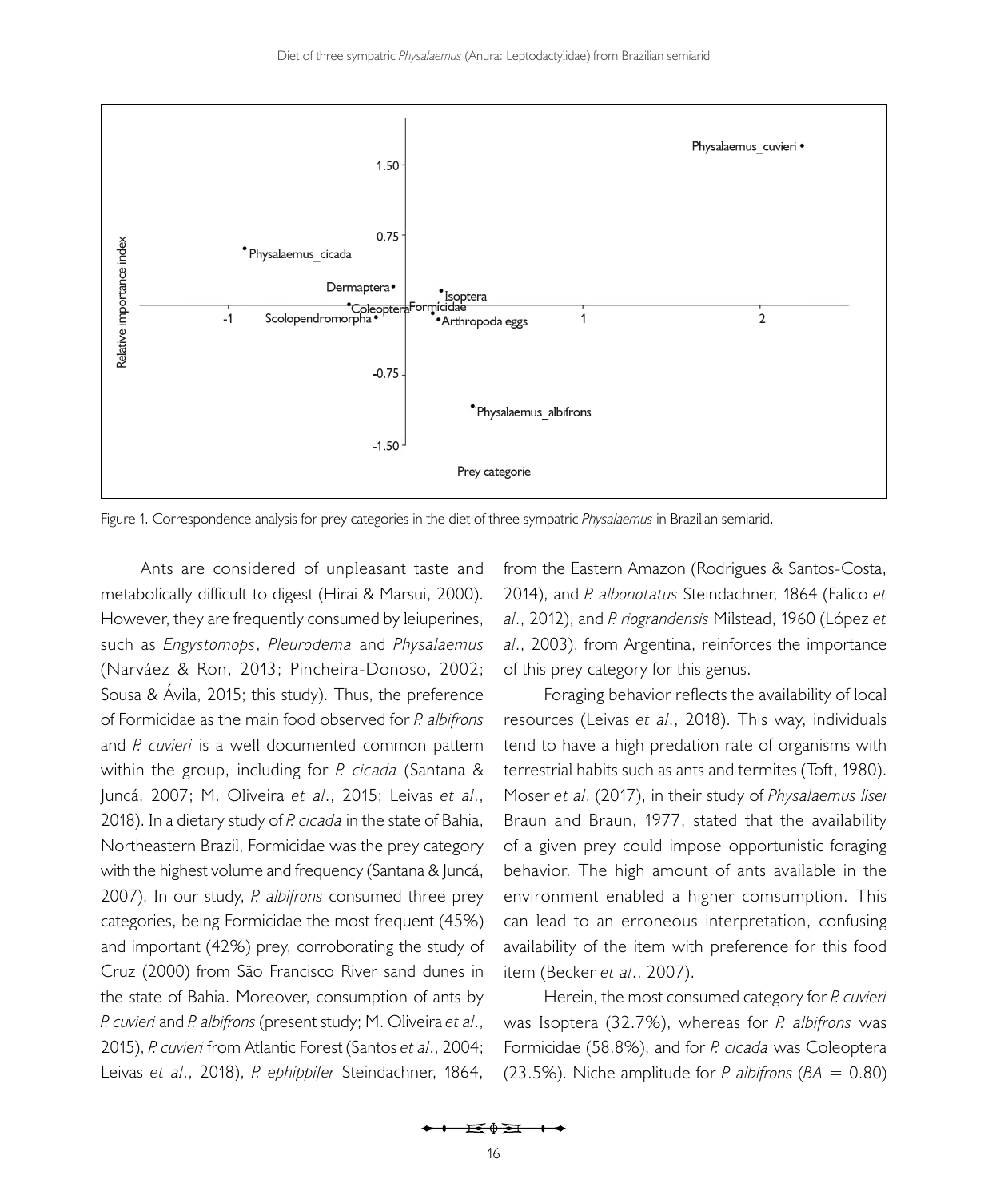Figure 1. Correspondence analysis for prey categories in the diet of three sympatric *Physalaemus* in Brazilian semiarid.

Ants are considered of unpleasant taste and metabolically difficult to digest (Hirai & Marsui, 2000). However, they are frequently consumed by leiuperines, such as *Engystomops*, *Pleurodema* and *Physalaemus* (Narváez & Ron, 2013; Pincheira-Donoso, 2002; Sousa & Ávila, 2015; this study). Thus, the preference of Formicidae as the main food observed for *P. albifrons* and *P. cuvieri* is a well documented common pattern within the group, including for *P. cicada* (Santana & Juncá, 2007; M. Oliveira *et al*., 2015; Leivas *et al*., 2018). In a dietary study of *P. cicada* in the state of Bahia, Northeastern Brazil, Formicidae was the prey category with the highest volume and frequency (Santana & Juncá, 2007). In our study, *P. albifrons* consumed three prey categories, being Formicidae the most frequent (45%) and important (42%) prey, corroborating the study of Cruz (2000) from São Francisco River sand dunes in the state of Bahia. Moreover, consumption of ants by *P. cuvieri* and *P. albifrons* (present study; M. Oliveira *et al*., 2015), *P. cuvieri* from Atlantic Forest (Santos *et al*., 2004; Leivas *et al*., 2018), *P. ephippifer* Steindachner, 1864, from the Eastern Amazon (Rodrigues & Santos-Costa, 2014), and *P. albonotatus* Steindachner, 1864 (Falico *et al*., 2012), and *P. riograndensis* Milstead, 1960 (López *et al*., 2003), from Argentina, reinforces the importance of this prey category for this genus.

Foraging behavior reflects the availability of local resources (Leivas *et al*., 2018). This way, individuals tend to have a high predation rate of organisms with terrestrial habits such as ants and termites (Toft, 1980). Moser *et al*. (2017), in their study of *Physalaemus lisei* Braun and Braun, 1977, stated that the availability of a given prey could impose opportunistic foraging behavior. The high amount of ants available in the environment enabled a higher comsumption. This can lead to an erroneous interpretation, confusing availability of the item with preference for this food item (Becker *et al*., 2007).

Herein, the most consumed category for *P. cuvieri* was Isoptera (32.7%), whereas for *P. albifrons* was Formicidae (58.8%), and for *P. cicada* was Coleoptera (23.5%). Niche amplitude for *P. albifrons* ($BA$ = 0.80)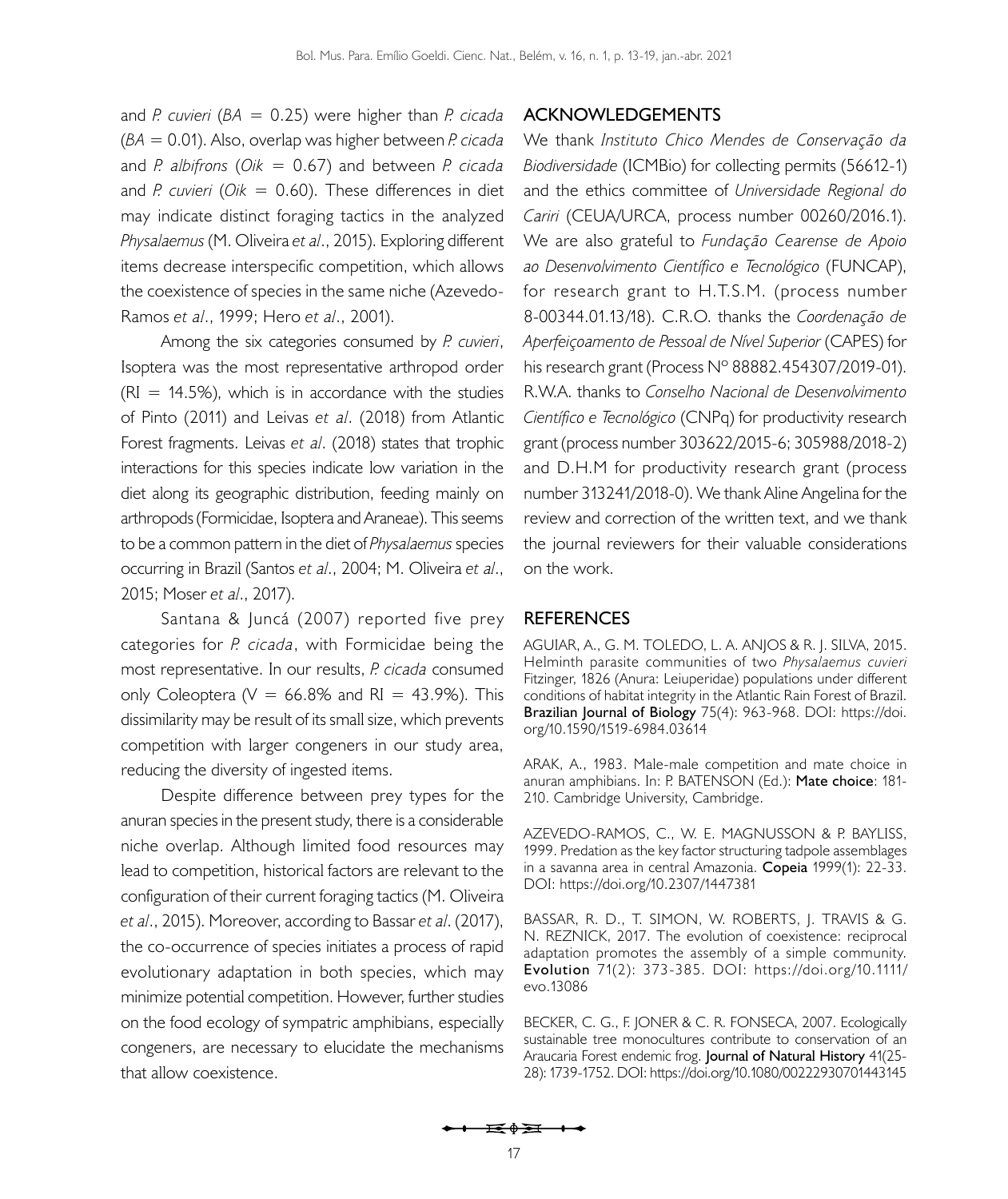and *P. cuvieri* (*BA* = 0.25) were higher than *P. cicada* (*BA* = 0.01). Also, overlap was higher between *P. cicada* and *P. albifrons* (*Oik* = 0.67) and between *P. cicada* and *P. cuvieri* (*Oik* = 0.60). These differences in diet may indicate distinct foraging tactics in the analyzed *Physalaemus* (M. Oliveira *et al*., 2015). Exploring different items decrease interspecific competition, which allows the coexistence of species in the same niche (Azevedo-Ramos *et al*., 1999; Hero *et al*., 2001).

Among the six categories consumed by *P. cuvieri*, Isoptera was the most representative arthropod order (RI = 14.5%), which is in accordance with the studies of Pinto (2011) and Leivas *et al*. (2018) from Atlantic Forest fragments. Leivas *et al*. (2018) states that trophic interactions for this species indicate low variation in the diet along its geographic distribution, feeding mainly on arthropods (Formicidae, Isoptera and Araneae). This seems to be a common pattern in the diet of *Physalaemus* species occurring in Brazil (Santos *et al*., 2004; M. Oliveira *et al*., 2015; Moser *et al*., 2017).

Santana & Juncá (2007) reported five prey categories for *P. cicada*, with Formicidae being the most representative. In our results, *P. cicada* consumed only Coleoptera (V = 66.8% and RI = 43.9%). This dissimilarity may be result of its small size, which prevents competition with larger congeners in our study area, reducing the diversity of ingested items.

Despite difference between prey types for the anuran species in the present study, there is a considerable niche overlap. Although limited food resources may lead to competition, historical factors are relevant to the configuration of their current foraging tactics (M. Oliveira *et al*., 2015). Moreover, according to Bassar *et al*. (2017), the co-occurrence of species initiates a process of rapid evolutionary adaptation in both species, which may minimize potential competition. However, further studies on the food ecology of sympatric amphibians, especially congeners, are necessary to elucidate the mechanisms that allow coexistence.

## ACKNOWLEDGEMENTS

We thank *Instituto Chico Mendes de Conservação da Biodiversidade* (ICMBio) for collecting permits (56612-1) and the ethics committee of *Universidade Regional do Cariri* (CEUA/URCA, process number 00260/2016.1). We are also grateful to *Fundação Cearense de Apoio ao Desenvolvimento Científico e Tecnológico* (FUNCAP), for research grant to H.T.S.M. (process number 8-00344.01.13/18). C.R.O. thanks the *Coordenação de Aperfeiçoamento de Pessoal de Nível Superior* (CAPES) for his research grant (Process Nº 88882.454307/2019-01). R.W.A. thanks to *Conselho Nacional de Desenvolvimento Científico e Tecnológico* (CNPq) for productivity research grant (process number 303622/2015-6; 305988/2018-2) and D.H.M for productivity research grant (process number 313241/2018-0). We thank Aline Angelina for the review and correction of the written text, and we thank the journal reviewers for their valuable considerations on the work.

## REFERENCES

AGUIAR, A., G. M. TOLEDO, L. A. ANJOS & R. J. SILVA, 2015. Helminth parasite communities of two *Physalaemus cuvieri* Fitzinger, 1826 (Anura: Leiuperidae) populations under different conditions of habitat integrity in the Atlantic Rain Forest of Brazil. **Brazilian Journal of Biology** 75(4): 963-968. DOI: https://doi.org/10.1590/1519-6984.03614

ARAK, A., 1983. Male-male competition and mate choice in anuran amphibians. In: P. BATENSON (Ed.): **Mate choice**: 181-210. Cambridge University, Cambridge.

AZEVEDO-RAMOS, C., W. E. MAGNUSSON & P. BAYLISS, 1999. Predation as the key factor structuring tadpole assemblages in a savanna area in central Amazonia. **Copeia** 1999(1): 22-33. DOI: https://doi.org/10.2307/1447381

BASSAR, R. D., T. SIMON, W. ROBERTS, J. TRAVIS & G. N. REZNICK, 2017. The evolution of coexistence: reciprocal adaptation promotes the assembly of a simple community. **Evolution** 71(2): 373-385. DOI: https://doi.org/10.1111/evo.13086

BECKER, C. G., F. JONER & C. R. FONSECA, 2007. Ecologically sustainable tree monocultures contribute to conservation of an Araucaria Forest endemic frog. **Journal of Natural History** 41(25-28): 1739-1752. DOI: https://doi.org/10.1080/00222930701443145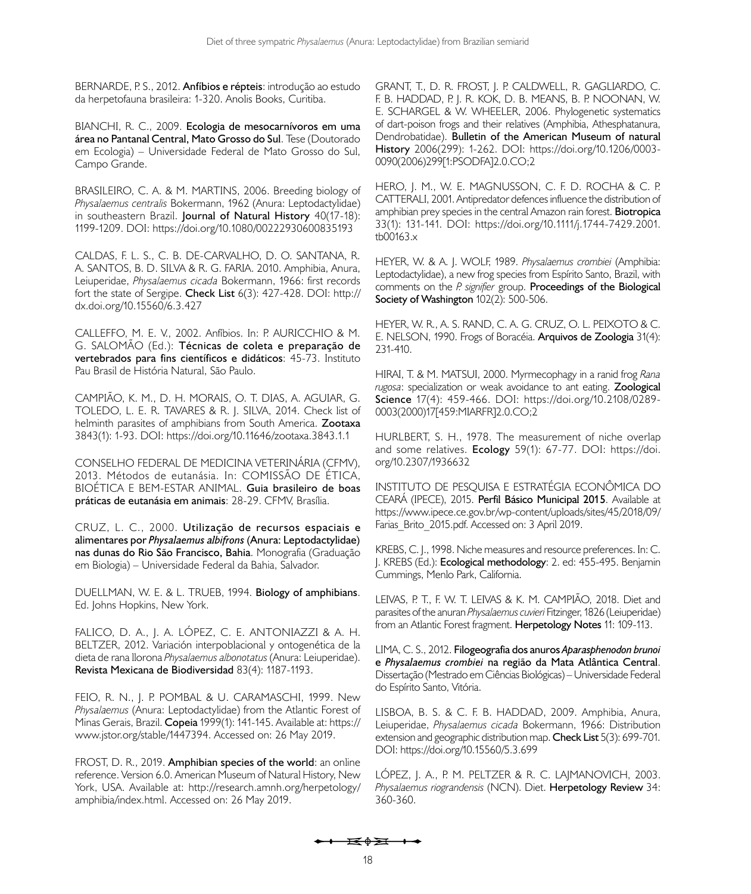BERNARDE, P. S., 2012. **Anfíbios e répteis**: introdução ao estudo da herpetofauna brasileira: 1-320. Anolis Books, Curitiba.

BIANCHI, R. C., 2009. **Ecologia de mesocarnívoros em uma área no Pantanal Central, Mato Grosso do Sul**. Tese (Doutorado em Ecologia) – Universidade Federal de Mato Grosso do Sul, Campo Grande.

BRASILEIRO, C. A. & M. MARTINS, 2006. Breeding biology of *Physalaemus centralis* Bokermann, 1962 (Anura: Leptodactylidae) in southeastern Brazil. **Journal of Natural History** 40(17-18): 1199-1209. DOI: https://doi.org/10.1080/00222930600835193

CALDAS, F. L. S., C. B. DE-CARVALHO, D. O. SANTANA, R. A. SANTOS, B. D. SILVA & R. G. FARIA. 2010. Amphibia, Anura, Leiuperidae, *Physalaemus cicada* Bokermann, 1966: first records fort the state of Sergipe. **Check List** 6(3): 427-428. DOI: http://dx.doi.org/10.15560/6.3.427

CALLEFFO, M. E. V., 2002. Anfíbios. In: P. AURICCHIO & M. G. SALOMÃO (Ed.): **Técnicas de coleta e preparação de vertebrados para fins científicos e didáticos**: 45-73. Instituto Pau Brasil de História Natural, São Paulo.

CAMPIÃO, K. M., D. H. MORAIS, O. T. DIAS, A. AGUIAR, G. TOLEDO, L. E. R. TAVARES & R. J. SILVA, 2014. Check list of helminth parasites of amphibians from South America. **Zootaxa** 3843(1): 1-93. DOI: https://doi.org/10.11646/zootaxa.3843.1.1

CONSELHO FEDERAL DE MEDICINA VETERINÁRIA (CFMV), 2013. Métodos de eutanásia. In: COMISSÃO DE ÉTICA, BIOÉTICA E BEM-ESTAR ANIMAL. **Guia brasileiro de boas práticas de eutanásia em animais**: 28-29. CFMV, Brasília.

CRUZ, L. C., 2000. **Utilização de recursos espaciais e alimentares por *Physalaemus albifrons* (Anura: Leptodactylidae) nas dunas do Rio São Francisco, Bahia**. Monografia (Graduação em Biologia) – Universidade Federal da Bahia, Salvador.

DUELLMAN, W. E. & L. TRUEB, 1994. **Biology of amphibians**. Ed. Johns Hopkins, New York.

FALICO, D. A., J. A. LÓPEZ, C. E. ANTONIAZZI & A. H. BELTZER, 2012. Variación interpoblacional y ontogenética de la dieta de rana llorona *Physalaemus albonotatus* (Anura: Leiuperidae). **Revista Mexicana de Biodiversidad** 83(4): 1187-1193.

FEIO, R. N., J. P. POMBAL & U. CARAMASCHI, 1999. New *Physalaemus* (Anura: Leptodactylidae) from the Atlantic Forest of Minas Gerais, Brazil. **Copeia** 1999(1): 141-145. Available at: https://www.jstor.org/stable/1447394. Accessed on: 26 May 2019.

FROST, D. R., 2019. **Amphibian species of the world**: an online reference. Version 6.0. American Museum of Natural History, New York, USA. Available at: http://research.amnh.org/herpetology/amphibia/index.html. Accessed on: 26 May 2019.

GRANT, T., D. R. FROST, J. P. CALDWELL, R. GAGLIARDO, C. F. B. HADDAD, P. J. R. KOK, D. B. MEANS, B. P. NOONAN, W. E. SCHARGEL & W. WHEELER, 2006. Phylogenetic systematics of dart-poison frogs and their relatives (Amphibia, Athesphatanura, Dendrobatidae). **Bulletin of the American Museum of natural History** 2006(299): 1-262. DOI: https://doi.org/10.1206/0003-0090(2006)299[1:PSODFA]2.0.CO;2

HERO, J. M., W. E. MAGNUSSON, C. F. D. ROCHA & C. P. CATTERALI, 2001. Antipredator defences influence the distribution of amphibian prey species in the central Amazon rain forest. **Biotropica** 33(1): 131-141. DOI: https://doi.org/10.1111/j.1744-7429.2001.tb00163.x

HEYER, W. & A. J. WOLF, 1989. *Physalaemus crombiei* (Amphibia: Leptodactylidae), a new frog species from Espírito Santo, Brazil, with comments on the *P. signifier* group. **Proceedings of the Biological Society of Washington** 102(2): 500-506.

HEYER, W. R., A. S. RAND, C. A. G. CRUZ, O. L. PEIXOTO & C. E. NELSON, 1990. Frogs of Boracéia. **Arquivos de Zoologia** 31(4): 231-410.

HIRAI, T. & M. MATSUI, 2000. Myrmecophagy in a ranid frog *Rana rugosa*: specialization or weak avoidance to ant eating. **Zoological Science** 17(4): 459-466. DOI: https://doi.org/10.2108/0289-0003(2000)17[459:MIARFR]2.0.CO;2

HURLBERT, S. H., 1978. The measurement of niche overlap and some relatives. **Ecology** 59(1): 67-77. DOI: https://doi.org/10.2307/1936632

INSTITUTO DE PESQUISA E ESTRATÉGIA ECONÔMICA DO CEARÁ (IPECE), 2015. **Perfil Básico Municipal 2015**. Available at https://www.ipece.ce.gov.br/wp-content/uploads/sites/45/2018/09/Farias_Brito_2015.pdf. Accessed on: 3 April 2019.

KREBS, C. J., 1998. Niche measures and resource preferences. In: C. J. KREBS (Ed.): **Ecological methodology**: 2. ed: 455-495. Benjamin Cummings, Menlo Park, California.

LEIVAS, P. T., F. W. T. LEIVAS & K. M. CAMPIÃO, 2018. Diet and parasites of the anuran *Physalaemus cuvieri* Fitzinger, 1826 (Leiuperidae) from an Atlantic Forest fragment. **Herpetology Notes** 11: 109-113.

LIMA, C. S., 2012. **Filogeografia dos anuros *Aparasphenodon brunoi* e *Physalaemus crombiei* na região da Mata Atlântica Central**. Dissertação (Mestrado em Ciências Biológicas) – Universidade Federal do Espírito Santo, Vitória.

LISBOA, B. S. & C. F. B. HADDAD, 2009. Amphibia, Anura, Leiuperidae, *Physalaemus cicada* Bokermann, 1966: Distribution extension and geographic distribution map. **Check List** 5(3): 699-701. DOI: https://doi.org/10.15560/5.3.699

LÓPEZ, J. A., P. M. PELTZER & R. C. LAJMANOVICH, 2003. *Physalaemus riograndensis* (NCN). Diet. **Herpetology Review** 34: 360-360.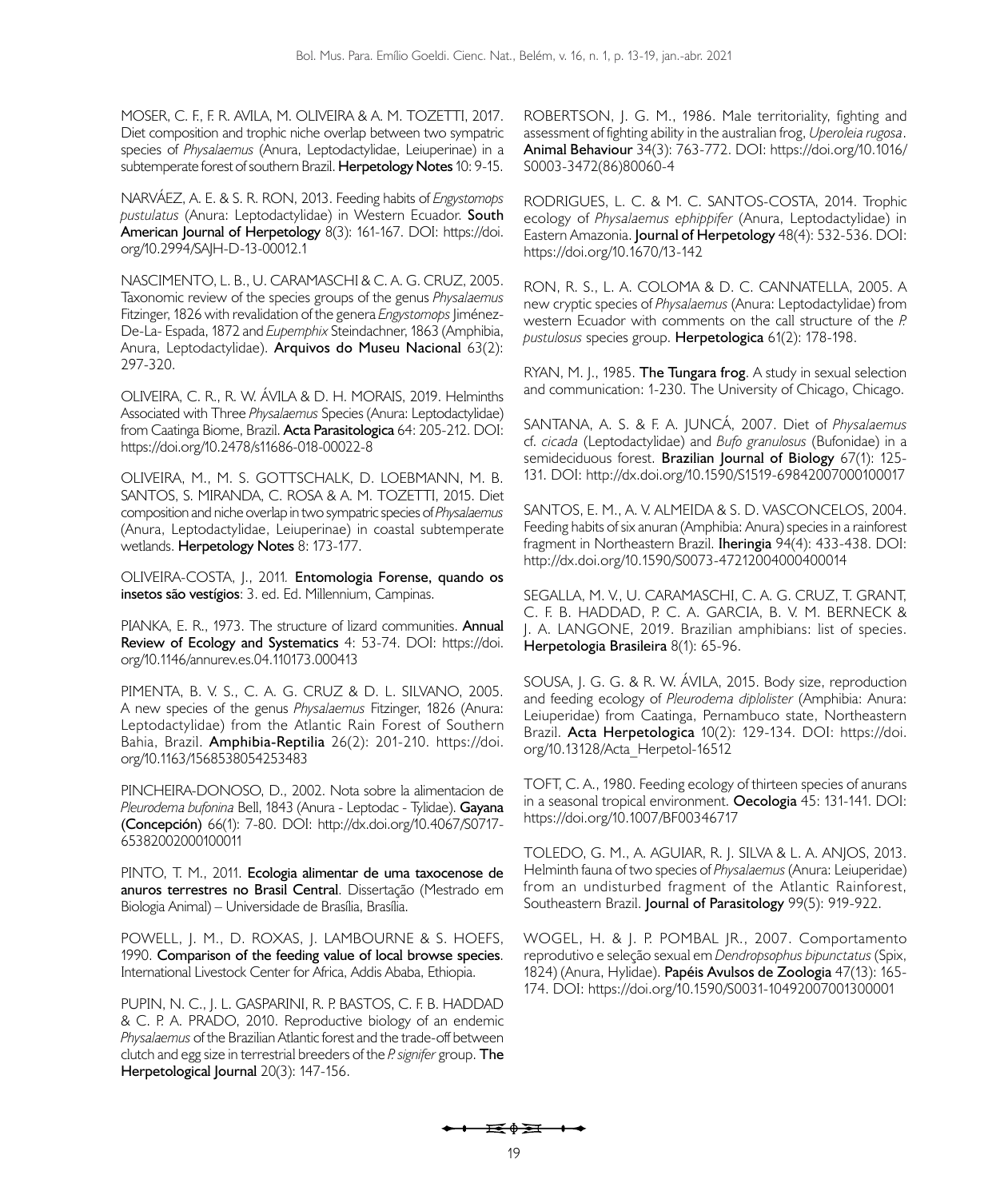MOSER, C. F., F. R. AVILA, M. OLIVEIRA & A. M. TOZETTI, 2017. Diet composition and trophic niche overlap between two sympatric species of *Physalaemus* (Anura, Leptodactylidae, Leiuperinae) in a subtemperate forest of southern Brazil. **Herpetology Notes** 10: 9-15.

NARVÁEZ, A. E. & S. R. RON, 2013. Feeding habits of *Engystomops pustulatus* (Anura: Leptodactylidae) in Western Ecuador. **South American Journal of Herpetology** 8(3): 161-167. DOI: https://doi.org/10.2994/SAJH-D-13-00012.1

NASCIMENTO, L. B., U. CARAMASCHI & C. A. G. CRUZ, 2005. Taxonomic review of the species groups of the genus *Physalaemus* Fitzinger, 1826 with revalidation of the genera *Engystomops* Jiménez-De-La- Espada, 1872 and *Eupemphix* Steindachner, 1863 (Amphibia, Anura, Leptodactylidae). **Arquivos do Museu Nacional** 63(2): 297-320.

OLIVEIRA, C. R., R. W. ÁVILA & D. H. MORAIS, 2019. Helminths Associated with Three *Physalaemus* Species (Anura: Leptodactylidae) from Caatinga Biome, Brazil. **Acta Parasitologica** 64: 205-212. DOI: https://doi.org/10.2478/s11686-018-00022-8

OLIVEIRA, M., M. S. GOTTSCHALK, D. LOEBMANN, M. B. SANTOS, S. MIRANDA, C. ROSA & A. M. TOZETTI, 2015. Diet composition and niche overlap in two sympatric species of *Physalaemus* (Anura, Leptodactylidae, Leiuperinae) in coastal subtemperate wetlands. **Herpetology Notes** 8: 173-177.

OLIVEIRA-COSTA, J., 2011. **Entomologia Forense, quando os insetos são vestígios**: 3. ed. Ed. Millennium, Campinas.

PIANKA, E. R., 1973. The structure of lizard communities. **Annual Review of Ecology and Systematics** 4: 53-74. DOI: https://doi.org/10.1146/annurev.es.04.110173.000413

PIMENTA, B. V. S., C. A. G. CRUZ & D. L. SILVANO, 2005. A new species of the genus *Physalaemus* Fitzinger, 1826 (Anura: Leptodactylidae) from the Atlantic Rain Forest of Southern Bahia, Brazil. **Amphibia-Reptilia** 26(2): 201-210. https://doi.org/10.1163/1568538054253483

PINCHEIRA-DONOSO, D., 2002. Nota sobre la alimentacion de *Pleurodema bufonina* Bell, 1843 (Anura - Leptodac - Tylidae). **Gayana (Concepción)** 66(1): 7-80. DOI: http://dx.doi.org/10.4067/S0717-65382002000100011

PINTO, T. M., 2011. **Ecologia alimentar de uma taxocenose de anuros terrestres no Brasil Central**. Dissertação (Mestrado em Biologia Animal) – Universidade de Brasília, Brasília.

POWELL, J. M., D. ROXAS, J. LAMBOURNE & S. HOEFS, 1990. **Comparison of the feeding value of local browse species**. International Livestock Center for Africa, Addis Ababa, Ethiopia.

PUPIN, N. C., J. L. GASPARINI, R. P. BASTOS, C. F. B. HADDAD & C. P. A. PRADO, 2010. Reproductive biology of an endemic *Physalaemus* of the Brazilian Atlantic forest and the trade-off between clutch and egg size in terrestrial breeders of the *P. signifer* group. **The Herpetological Journal** 20(3): 147-156.

ROBERTSON, J. G. M., 1986. Male territoriality, fighting and assessment of fighting ability in the australian frog, *Uperoleia rugosa*. **Animal Behaviour** 34(3): 763-772. DOI: https://doi.org/10.1016/S0003-3472(86)80060-4

RODRIGUES, L. C. & M. C. SANTOS-COSTA, 2014. Trophic ecology of *Physalaemus ephippifer* (Anura, Leptodactylidae) in Eastern Amazonia. **Journal of Herpetology** 48(4): 532-536. DOI: https://doi.org/10.1670/13-142

RON, R. S., L. A. COLOMA & D. C. CANNATELLA, 2005. A new cryptic species of *Physalaemus* (Anura: Leptodactylidae) from western Ecuador with comments on the call structure of the *P. pustulosus* species group. **Herpetologica** 61(2): 178-198.

RYAN, M. J., 1985. **The Tungara frog**. A study in sexual selection and communication: 1-230. The University of Chicago, Chicago.

SANTANA, A. S. & F. A. JUNCÁ, 2007. Diet of *Physalaemus* cf. *cicada* (Leptodactylidae) and *Bufo granulosus* (Bufonidae) in a semideciduous forest. **Brazilian Journal of Biology** 67(1): 125-131. DOI: http://dx.doi.org/10.1590/S1519-69842007000100017

SANTOS, E. M., A. V. ALMEIDA & S. D. VASCONCELOS, 2004. Feeding habits of six anuran (Amphibia: Anura) species in a rainforest fragment in Northeastern Brazil. **Iheringia** 94(4): 433-438. DOI: http://dx.doi.org/10.1590/S0073-47212004000400014

SEGALLA, M. V., U. CARAMASCHI, C. A. G. CRUZ, T. GRANT, C. F. B. HADDAD, P. C. A. GARCIA, B. V. M. BERNECK & J. A. LANGONE, 2019. Brazilian amphibians: list of species. **Herpetologia Brasileira** 8(1): 65-96.

SOUSA, J. G. G. & R. W. ÁVILA, 2015. Body size, reproduction and feeding ecology of *Pleurodema diplolister* (Amphibia: Anura: Leiuperidae) from Caatinga, Pernambuco state, Northeastern Brazil. **Acta Herpetologica** 10(2): 129-134. DOI: https://doi.org/10.13128/Acta_Herpetol-16512

TOFT, C. A., 1980. Feeding ecology of thirteen species of anurans in a seasonal tropical environment. **Oecologia** 45: 131-141. DOI: https://doi.org/10.1007/BF00346717

TOLEDO, G. M., A. AGUIAR, R. J. SILVA & L. A. ANJOS, 2013. Helminth fauna of two species of *Physalaemus* (Anura: Leiuperidae) from an undisturbed fragment of the Atlantic Rainforest, Southeastern Brazil. **Journal of Parasitology** 99(5): 919-922.

WOGEL, H. & J. P. POMBAL JR., 2007. Comportamento reprodutivo e seleção sexual em *Dendropsophus bipunctatus* (Spix, 1824) (Anura, Hylidae). **Papéis Avulsos de Zoologia** 47(13): 165-174. DOI: https://doi.org/10.1590/S0031-10492007001300001